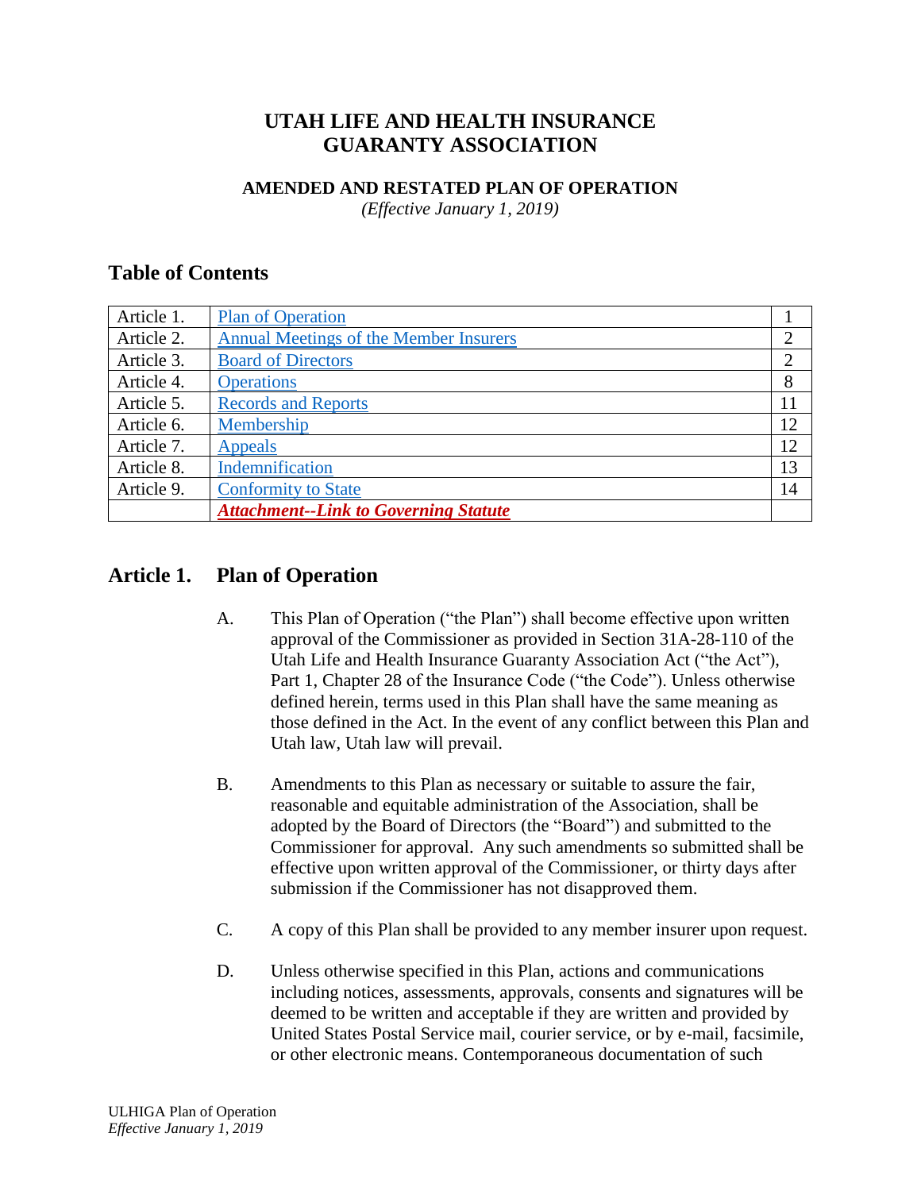# UTAH LIFE AND HEALTH INSURANCE GUARANTY ASSOCIATION

## AMENDED AND RESTATED PLAN OF OPERATION

*(Effective January 1, 2019)*

## Table of Contents

| | | |
|---|---|---|
| Article 1. | Plan of Operation | 1 |
| Article 2. | Annual Meetings of the Member Insurers | 2 |
| Article 3. | Board of Directors | 2 |
| Article 4. | Operations | 8 |
| Article 5. | Records and Reports | 11 |
| Article 6. | Membership | 12 |
| Article 7. | Appeals | 12 |
| Article 8. | Indemnification | 13 |
| Article 9. | Conformity to State | 14 |
| | ***Attachment--Link to Governing Statute*** | |

## Article 1. Plan of Operation

A. This Plan of Operation ("the Plan") shall become effective upon written approval of the Commissioner as provided in Section 31A-28-110 of the Utah Life and Health Insurance Guaranty Association Act ("the Act"), Part 1, Chapter 28 of the Insurance Code ("the Code"). Unless otherwise defined herein, terms used in this Plan shall have the same meaning as those defined in the Act. In the event of any conflict between this Plan and Utah law, Utah law will prevail.

B. Amendments to this Plan as necessary or suitable to assure the fair, reasonable and equitable administration of the Association, shall be adopted by the Board of Directors (the "Board") and submitted to the Commissioner for approval. Any such amendments so submitted shall be effective upon written approval of the Commissioner, or thirty days after submission if the Commissioner has not disapproved them.

C. A copy of this Plan shall be provided to any member insurer upon request.

D. Unless otherwise specified in this Plan, actions and communications including notices, assessments, approvals, consents and signatures will be deemed to be written and acceptable if they are written and provided by United States Postal Service mail, courier service, or by e-mail, facsimile, or other electronic means. Contemporaneous documentation of such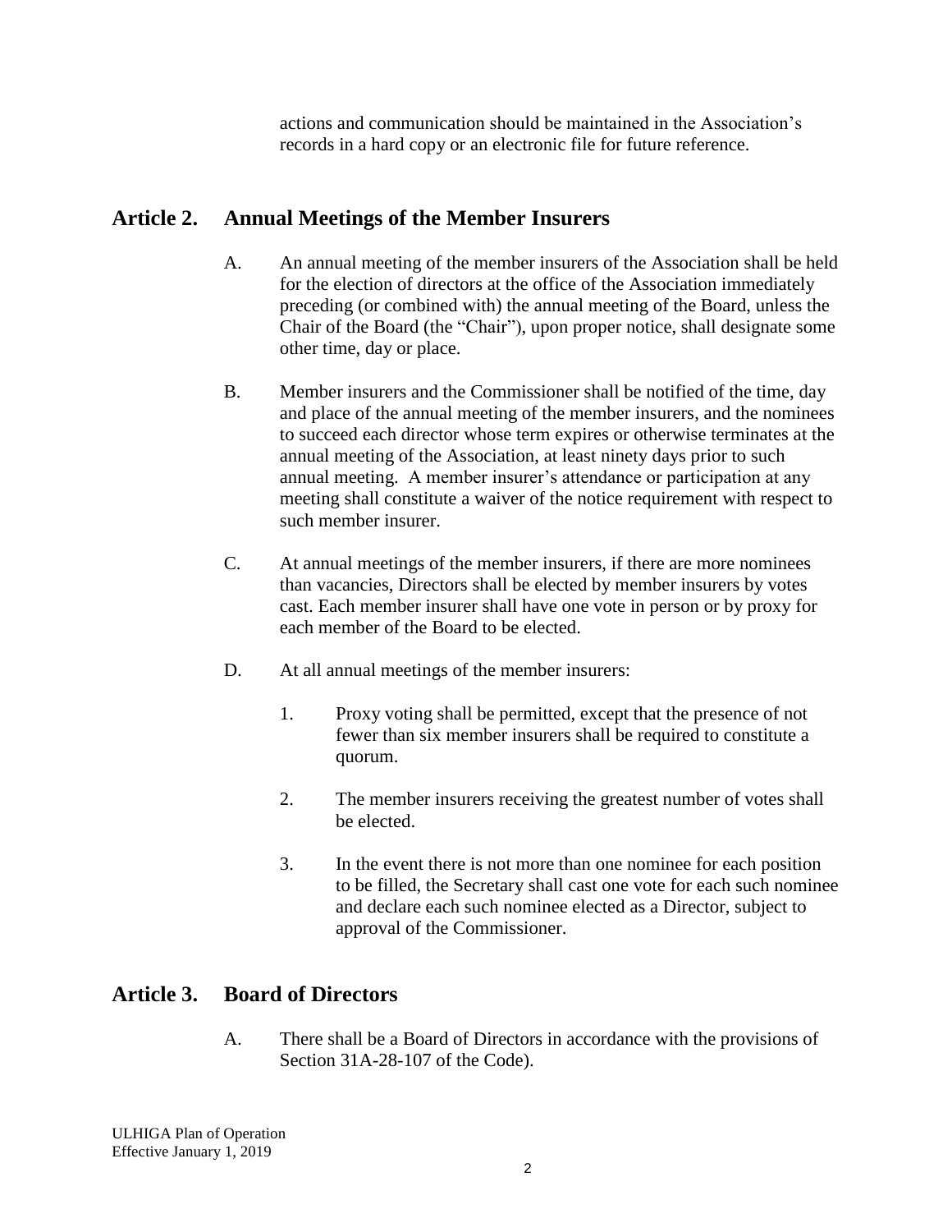actions and communication should be maintained in the Association's records in a hard copy or an electronic file for future reference.

## Article 2. Annual Meetings of the Member Insurers

A. An annual meeting of the member insurers of the Association shall be held for the election of directors at the office of the Association immediately preceding (or combined with) the annual meeting of the Board, unless the Chair of the Board (the "Chair"), upon proper notice, shall designate some other time, day or place.

B. Member insurers and the Commissioner shall be notified of the time, day and place of the annual meeting of the member insurers, and the nominees to succeed each director whose term expires or otherwise terminates at the annual meeting of the Association, at least ninety days prior to such annual meeting. A member insurer's attendance or participation at any meeting shall constitute a waiver of the notice requirement with respect to such member insurer.

C. At annual meetings of the member insurers, if there are more nominees than vacancies, Directors shall be elected by member insurers by votes cast. Each member insurer shall have one vote in person or by proxy for each member of the Board to be elected.

D. At all annual meetings of the member insurers:

1. Proxy voting shall be permitted, except that the presence of not fewer than six member insurers shall be required to constitute a quorum.

2. The member insurers receiving the greatest number of votes shall be elected.

3. In the event there is not more than one nominee for each position to be filled, the Secretary shall cast one vote for each such nominee and declare each such nominee elected as a Director, subject to approval of the Commissioner.

## Article 3. Board of Directors

A. There shall be a Board of Directors in accordance with the provisions of Section 31A-28-107 of the Code).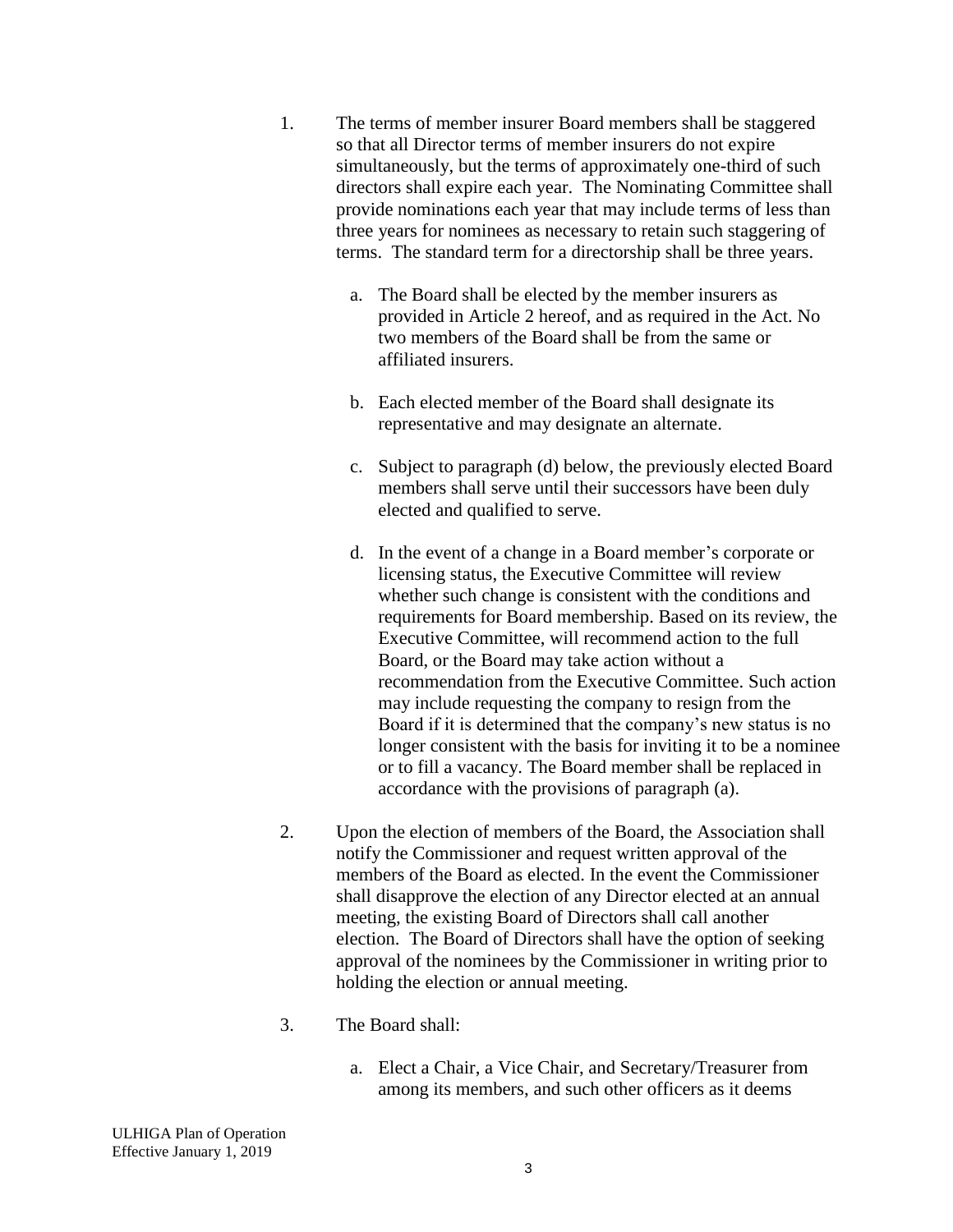1. The terms of member insurer Board members shall be staggered so that all Director terms of member insurers do not expire simultaneously, but the terms of approximately one-third of such directors shall expire each year. The Nominating Committee shall provide nominations each year that may include terms of less than three years for nominees as necessary to retain such staggering of terms. The standard term for a directorship shall be three years.

   a. The Board shall be elected by the member insurers as provided in Article 2 hereof, and as required in the Act. No two members of the Board shall be from the same or affiliated insurers.

   b. Each elected member of the Board shall designate its representative and may designate an alternate.

   c. Subject to paragraph (d) below, the previously elected Board members shall serve until their successors have been duly elected and qualified to serve.

   d. In the event of a change in a Board member's corporate or licensing status, the Executive Committee will review whether such change is consistent with the conditions and requirements for Board membership. Based on its review, the Executive Committee, will recommend action to the full Board, or the Board may take action without a recommendation from the Executive Committee. Such action may include requesting the company to resign from the Board if it is determined that the company's new status is no longer consistent with the basis for inviting it to be a nominee or to fill a vacancy. The Board member shall be replaced in accordance with the provisions of paragraph (a).

2. Upon the election of members of the Board, the Association shall notify the Commissioner and request written approval of the members of the Board as elected. In the event the Commissioner shall disapprove the election of any Director elected at an annual meeting, the existing Board of Directors shall call another election. The Board of Directors shall have the option of seeking approval of the nominees by the Commissioner in writing prior to holding the election or annual meeting.

3. The Board shall:

   a. Elect a Chair, a Vice Chair, and Secretary/Treasurer from among its members, and such other officers as it deems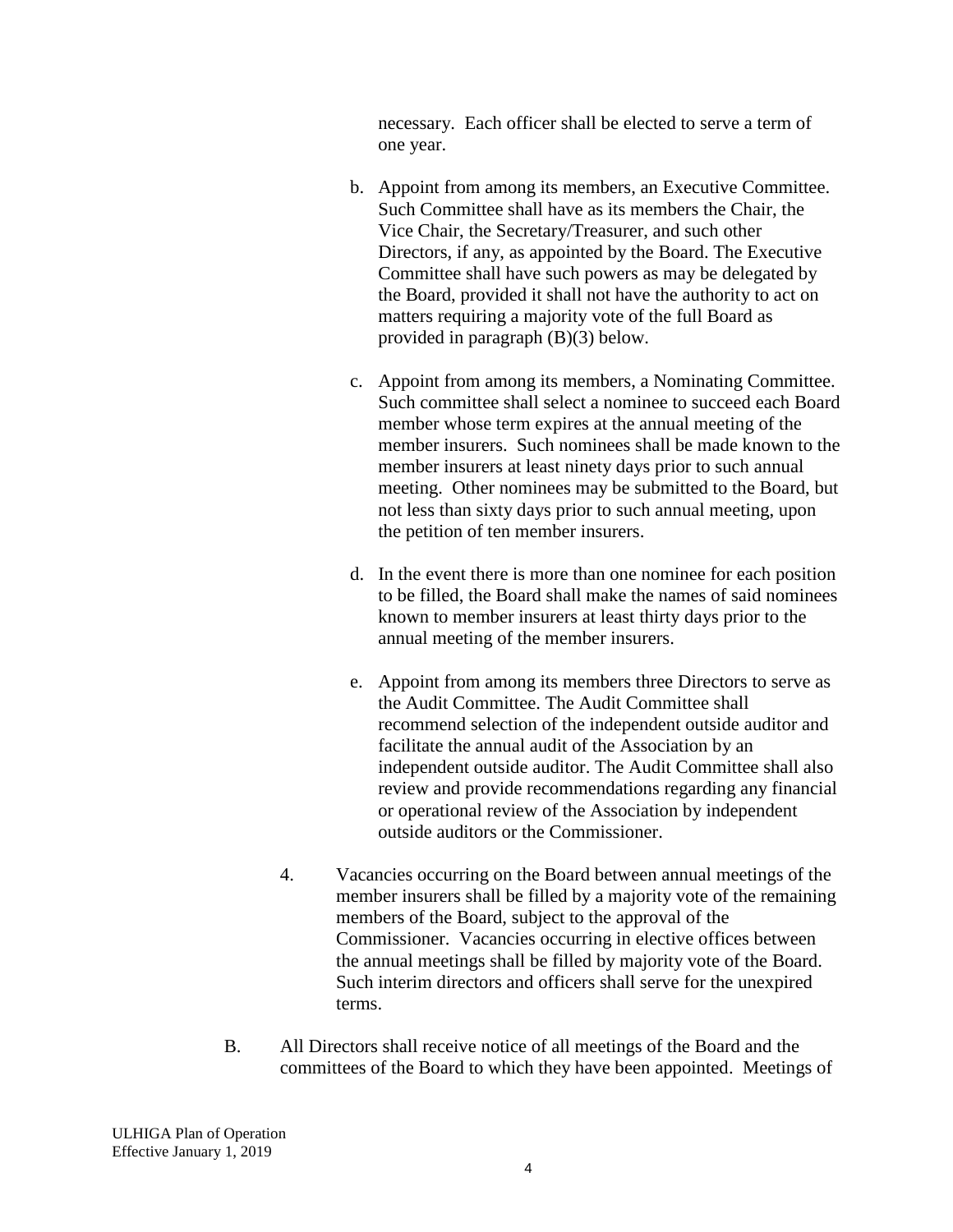necessary. Each officer shall be elected to serve a term of one year.

b. Appoint from among its members, an Executive Committee. Such Committee shall have as its members the Chair, the Vice Chair, the Secretary/Treasurer, and such other Directors, if any, as appointed by the Board. The Executive Committee shall have such powers as may be delegated by the Board, provided it shall not have the authority to act on matters requiring a majority vote of the full Board as provided in paragraph (B)(3) below.

c. Appoint from among its members, a Nominating Committee. Such committee shall select a nominee to succeed each Board member whose term expires at the annual meeting of the member insurers. Such nominees shall be made known to the member insurers at least ninety days prior to such annual meeting. Other nominees may be submitted to the Board, but not less than sixty days prior to such annual meeting, upon the petition of ten member insurers.

d. In the event there is more than one nominee for each position to be filled, the Board shall make the names of said nominees known to member insurers at least thirty days prior to the annual meeting of the member insurers.

e. Appoint from among its members three Directors to serve as the Audit Committee. The Audit Committee shall recommend selection of the independent outside auditor and facilitate the annual audit of the Association by an independent outside auditor. The Audit Committee shall also review and provide recommendations regarding any financial or operational review of the Association by independent outside auditors or the Commissioner.

4. Vacancies occurring on the Board between annual meetings of the member insurers shall be filled by a majority vote of the remaining members of the Board, subject to the approval of the Commissioner. Vacancies occurring in elective offices between the annual meetings shall be filled by majority vote of the Board. Such interim directors and officers shall serve for the unexpired terms.

B. All Directors shall receive notice of all meetings of the Board and the committees of the Board to which they have been appointed. Meetings of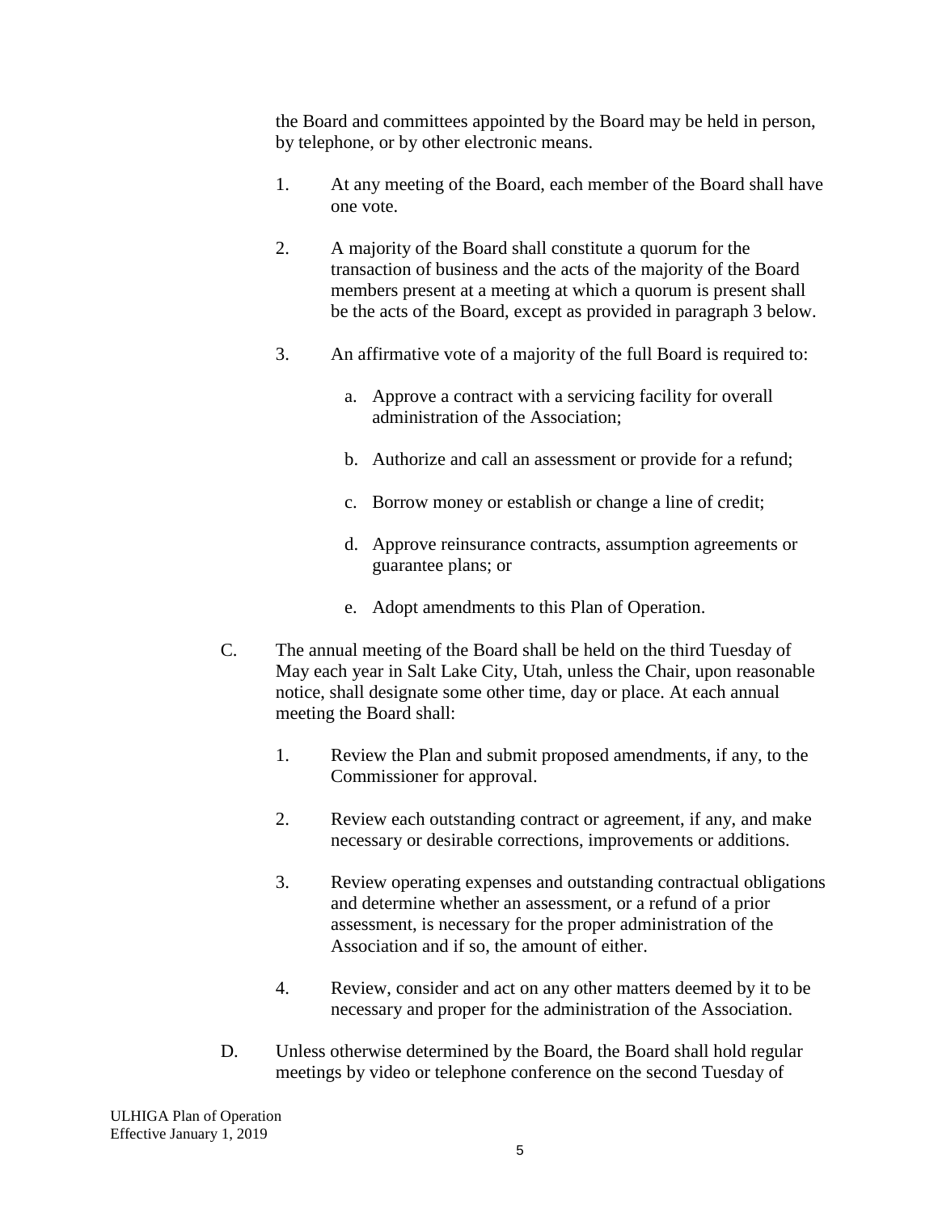the Board and committees appointed by the Board may be held in person, by telephone, or by other electronic means.

1. At any meeting of the Board, each member of the Board shall have one vote.

2. A majority of the Board shall constitute a quorum for the transaction of business and the acts of the majority of the Board members present at a meeting at which a quorum is present shall be the acts of the Board, except as provided in paragraph 3 below.

3. An affirmative vote of a majority of the full Board is required to:

   a. Approve a contract with a servicing facility for overall administration of the Association;

   b. Authorize and call an assessment or provide for a refund;

   c. Borrow money or establish or change a line of credit;

   d. Approve reinsurance contracts, assumption agreements or guarantee plans; or

   e. Adopt amendments to this Plan of Operation.

C. The annual meeting of the Board shall be held on the third Tuesday of May each year in Salt Lake City, Utah, unless the Chair, upon reasonable notice, shall designate some other time, day or place. At each annual meeting the Board shall:

1. Review the Plan and submit proposed amendments, if any, to the Commissioner for approval.

2. Review each outstanding contract or agreement, if any, and make necessary or desirable corrections, improvements or additions.

3. Review operating expenses and outstanding contractual obligations and determine whether an assessment, or a refund of a prior assessment, is necessary for the proper administration of the Association and if so, the amount of either.

4. Review, consider and act on any other matters deemed by it to be necessary and proper for the administration of the Association.

D. Unless otherwise determined by the Board, the Board shall hold regular meetings by video or telephone conference on the second Tuesday of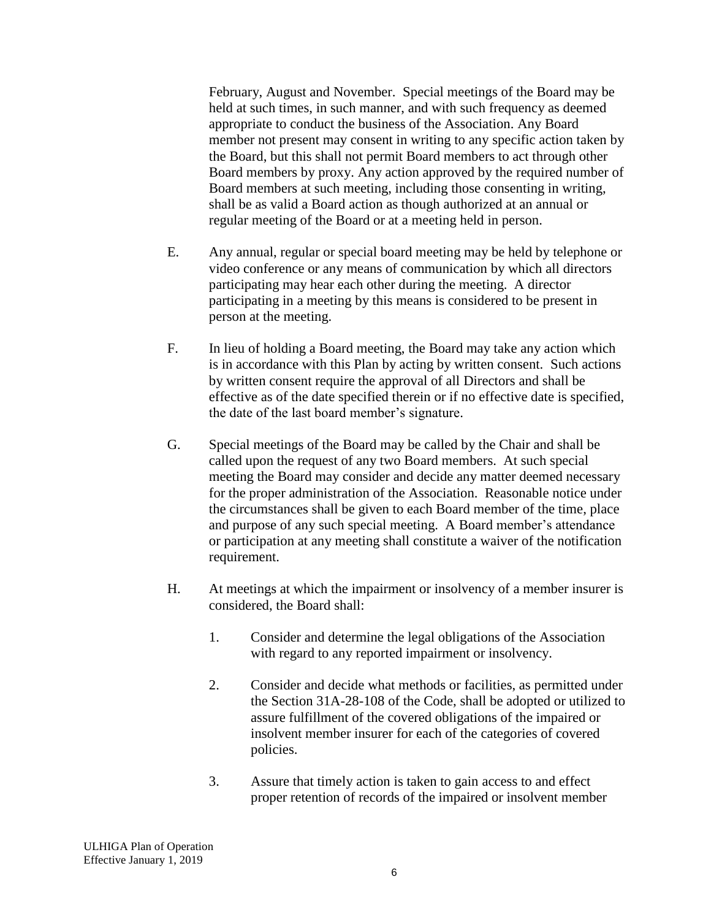February, August and November. Special meetings of the Board may be held at such times, in such manner, and with such frequency as deemed appropriate to conduct the business of the Association. Any Board member not present may consent in writing to any specific action taken by the Board, but this shall not permit Board members to act through other Board members by proxy. Any action approved by the required number of Board members at such meeting, including those consenting in writing, shall be as valid a Board action as though authorized at an annual or regular meeting of the Board or at a meeting held in person.

E. Any annual, regular or special board meeting may be held by telephone or video conference or any means of communication by which all directors participating may hear each other during the meeting. A director participating in a meeting by this means is considered to be present in person at the meeting.

F. In lieu of holding a Board meeting, the Board may take any action which is in accordance with this Plan by acting by written consent. Such actions by written consent require the approval of all Directors and shall be effective as of the date specified therein or if no effective date is specified, the date of the last board member's signature.

G. Special meetings of the Board may be called by the Chair and shall be called upon the request of any two Board members. At such special meeting the Board may consider and decide any matter deemed necessary for the proper administration of the Association. Reasonable notice under the circumstances shall be given to each Board member of the time, place and purpose of any such special meeting. A Board member's attendance or participation at any meeting shall constitute a waiver of the notification requirement.

H. At meetings at which the impairment or insolvency of a member insurer is considered, the Board shall:

1. Consider and determine the legal obligations of the Association with regard to any reported impairment or insolvency.

2. Consider and decide what methods or facilities, as permitted under the Section 31A-28-108 of the Code, shall be adopted or utilized to assure fulfillment of the covered obligations of the impaired or insolvent member insurer for each of the categories of covered policies.

3. Assure that timely action is taken to gain access to and effect proper retention of records of the impaired or insolvent member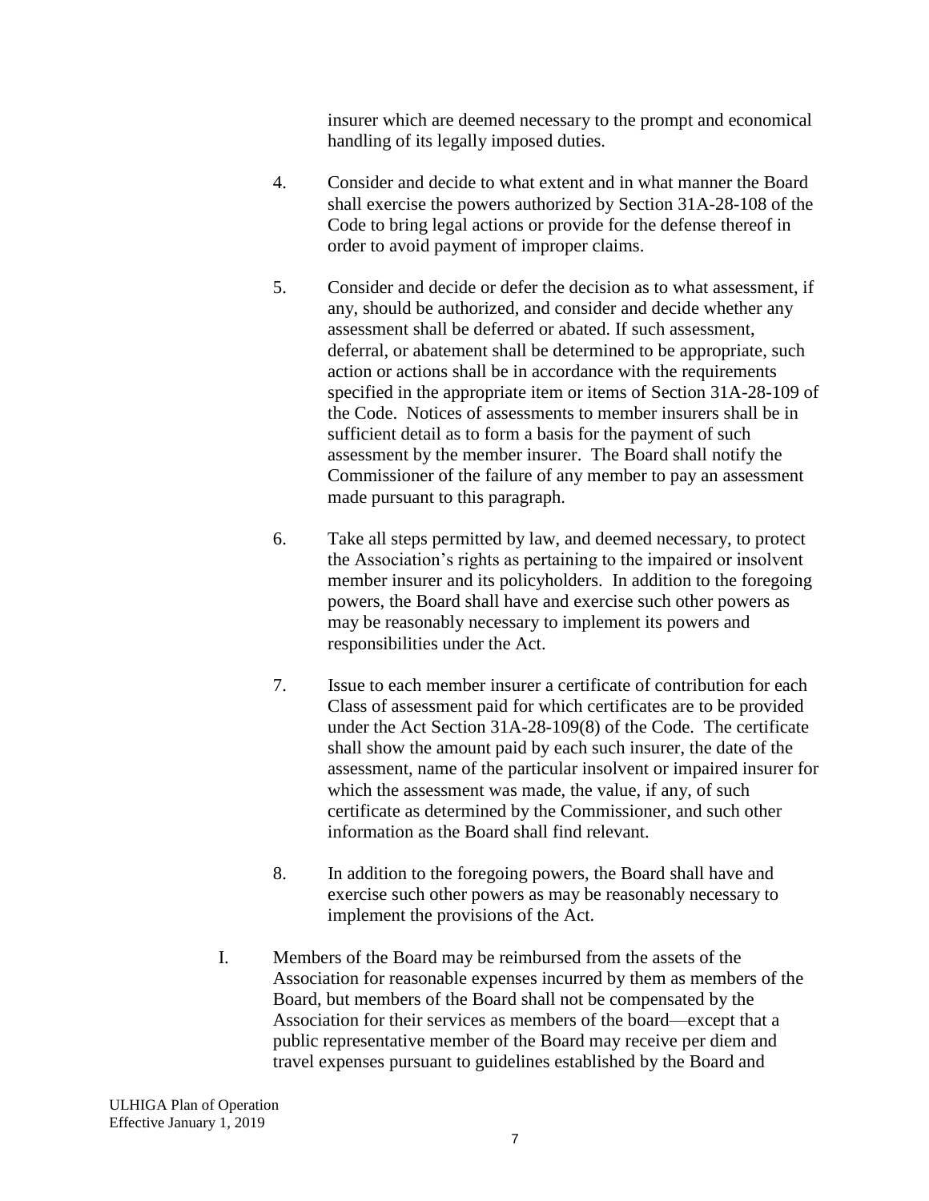insurer which are deemed necessary to the prompt and economical handling of its legally imposed duties.

4. Consider and decide to what extent and in what manner the Board shall exercise the powers authorized by Section 31A-28-108 of the Code to bring legal actions or provide for the defense thereof in order to avoid payment of improper claims.

5. Consider and decide or defer the decision as to what assessment, if any, should be authorized, and consider and decide whether any assessment shall be deferred or abated. If such assessment, deferral, or abatement shall be determined to be appropriate, such action or actions shall be in accordance with the requirements specified in the appropriate item or items of Section 31A-28-109 of the Code. Notices of assessments to member insurers shall be in sufficient detail as to form a basis for the payment of such assessment by the member insurer. The Board shall notify the Commissioner of the failure of any member to pay an assessment made pursuant to this paragraph.

6. Take all steps permitted by law, and deemed necessary, to protect the Association's rights as pertaining to the impaired or insolvent member insurer and its policyholders. In addition to the foregoing powers, the Board shall have and exercise such other powers as may be reasonably necessary to implement its powers and responsibilities under the Act.

7. Issue to each member insurer a certificate of contribution for each Class of assessment paid for which certificates are to be provided under the Act Section 31A-28-109(8) of the Code. The certificate shall show the amount paid by each such insurer, the date of the assessment, name of the particular insolvent or impaired insurer for which the assessment was made, the value, if any, of such certificate as determined by the Commissioner, and such other information as the Board shall find relevant.

8. In addition to the foregoing powers, the Board shall have and exercise such other powers as may be reasonably necessary to implement the provisions of the Act.

I. Members of the Board may be reimbursed from the assets of the Association for reasonable expenses incurred by them as members of the Board, but members of the Board shall not be compensated by the Association for their services as members of the board—except that a public representative member of the Board may receive per diem and travel expenses pursuant to guidelines established by the Board and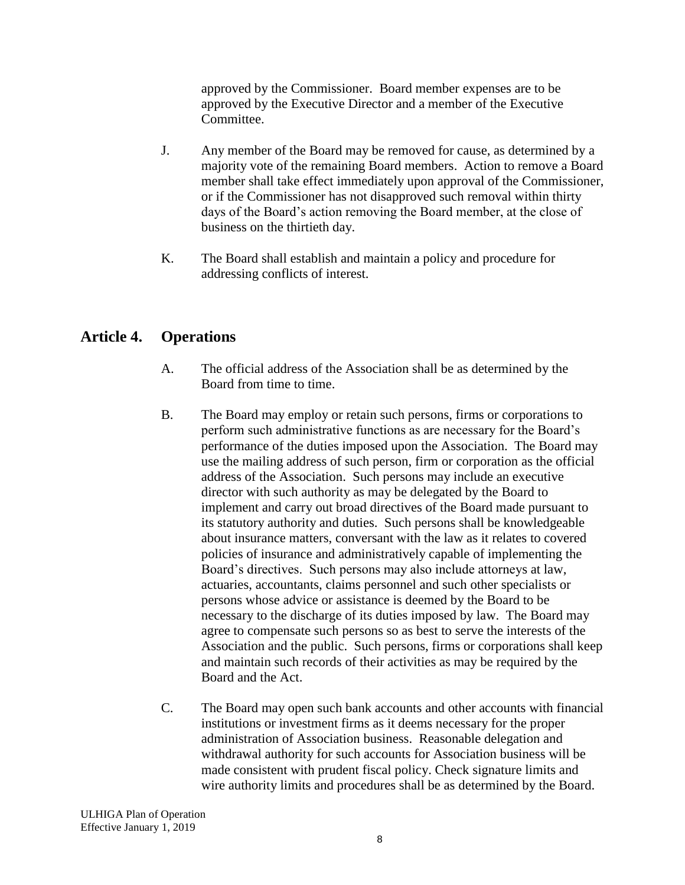approved by the Commissioner. Board member expenses are to be approved by the Executive Director and a member of the Executive Committee.

J. Any member of the Board may be removed for cause, as determined by a majority vote of the remaining Board members. Action to remove a Board member shall take effect immediately upon approval of the Commissioner, or if the Commissioner has not disapproved such removal within thirty days of the Board's action removing the Board member, at the close of business on the thirtieth day.

K. The Board shall establish and maintain a policy and procedure for addressing conflicts of interest.

## Article 4. Operations

A. The official address of the Association shall be as determined by the Board from time to time.

B. The Board may employ or retain such persons, firms or corporations to perform such administrative functions as are necessary for the Board's performance of the duties imposed upon the Association. The Board may use the mailing address of such person, firm or corporation as the official address of the Association. Such persons may include an executive director with such authority as may be delegated by the Board to implement and carry out broad directives of the Board made pursuant to its statutory authority and duties. Such persons shall be knowledgeable about insurance matters, conversant with the law as it relates to covered policies of insurance and administratively capable of implementing the Board's directives. Such persons may also include attorneys at law, actuaries, accountants, claims personnel and such other specialists or persons whose advice or assistance is deemed by the Board to be necessary to the discharge of its duties imposed by law. The Board may agree to compensate such persons so as best to serve the interests of the Association and the public. Such persons, firms or corporations shall keep and maintain such records of their activities as may be required by the Board and the Act.

C. The Board may open such bank accounts and other accounts with financial institutions or investment firms as it deems necessary for the proper administration of Association business. Reasonable delegation and withdrawal authority for such accounts for Association business will be made consistent with prudent fiscal policy. Check signature limits and wire authority limits and procedures shall be as determined by the Board.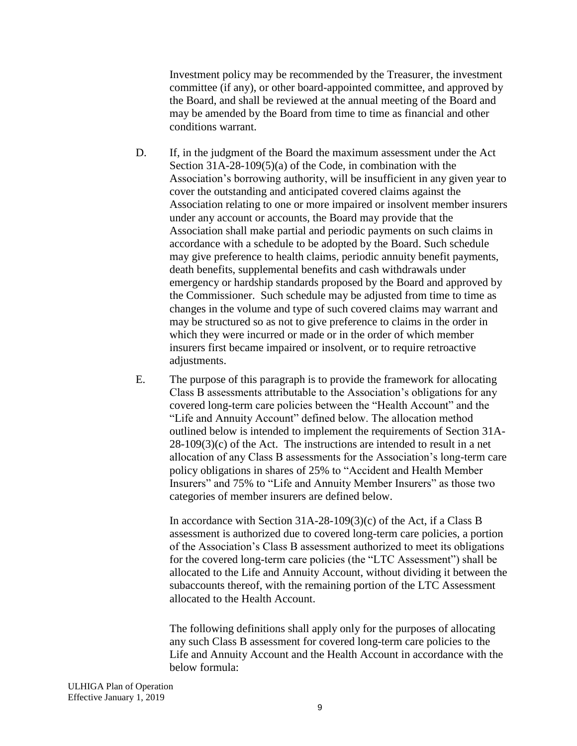Investment policy may be recommended by the Treasurer, the investment committee (if any), or other board-appointed committee, and approved by the Board, and shall be reviewed at the annual meeting of the Board and may be amended by the Board from time to time as financial and other conditions warrant.

D. If, in the judgment of the Board the maximum assessment under the Act Section 31A-28-109(5)(a) of the Code, in combination with the Association's borrowing authority, will be insufficient in any given year to cover the outstanding and anticipated covered claims against the Association relating to one or more impaired or insolvent member insurers under any account or accounts, the Board may provide that the Association shall make partial and periodic payments on such claims in accordance with a schedule to be adopted by the Board. Such schedule may give preference to health claims, periodic annuity benefit payments, death benefits, supplemental benefits and cash withdrawals under emergency or hardship standards proposed by the Board and approved by the Commissioner. Such schedule may be adjusted from time to time as changes in the volume and type of such covered claims may warrant and may be structured so as not to give preference to claims in the order in which they were incurred or made or in the order of which member insurers first became impaired or insolvent, or to require retroactive adjustments.

E. The purpose of this paragraph is to provide the framework for allocating Class B assessments attributable to the Association's obligations for any covered long-term care policies between the "Health Account" and the "Life and Annuity Account" defined below. The allocation method outlined below is intended to implement the requirements of Section 31A-28-109(3)(c) of the Act. The instructions are intended to result in a net allocation of any Class B assessments for the Association's long-term care policy obligations in shares of 25% to "Accident and Health Member Insurers" and 75% to "Life and Annuity Member Insurers" as those two categories of member insurers are defined below.

In accordance with Section 31A-28-109(3)(c) of the Act, if a Class B assessment is authorized due to covered long-term care policies, a portion of the Association's Class B assessment authorized to meet its obligations for the covered long-term care policies (the "LTC Assessment") shall be allocated to the Life and Annuity Account, without dividing it between the subaccounts thereof, with the remaining portion of the LTC Assessment allocated to the Health Account.

The following definitions shall apply only for the purposes of allocating any such Class B assessment for covered long-term care policies to the Life and Annuity Account and the Health Account in accordance with the below formula: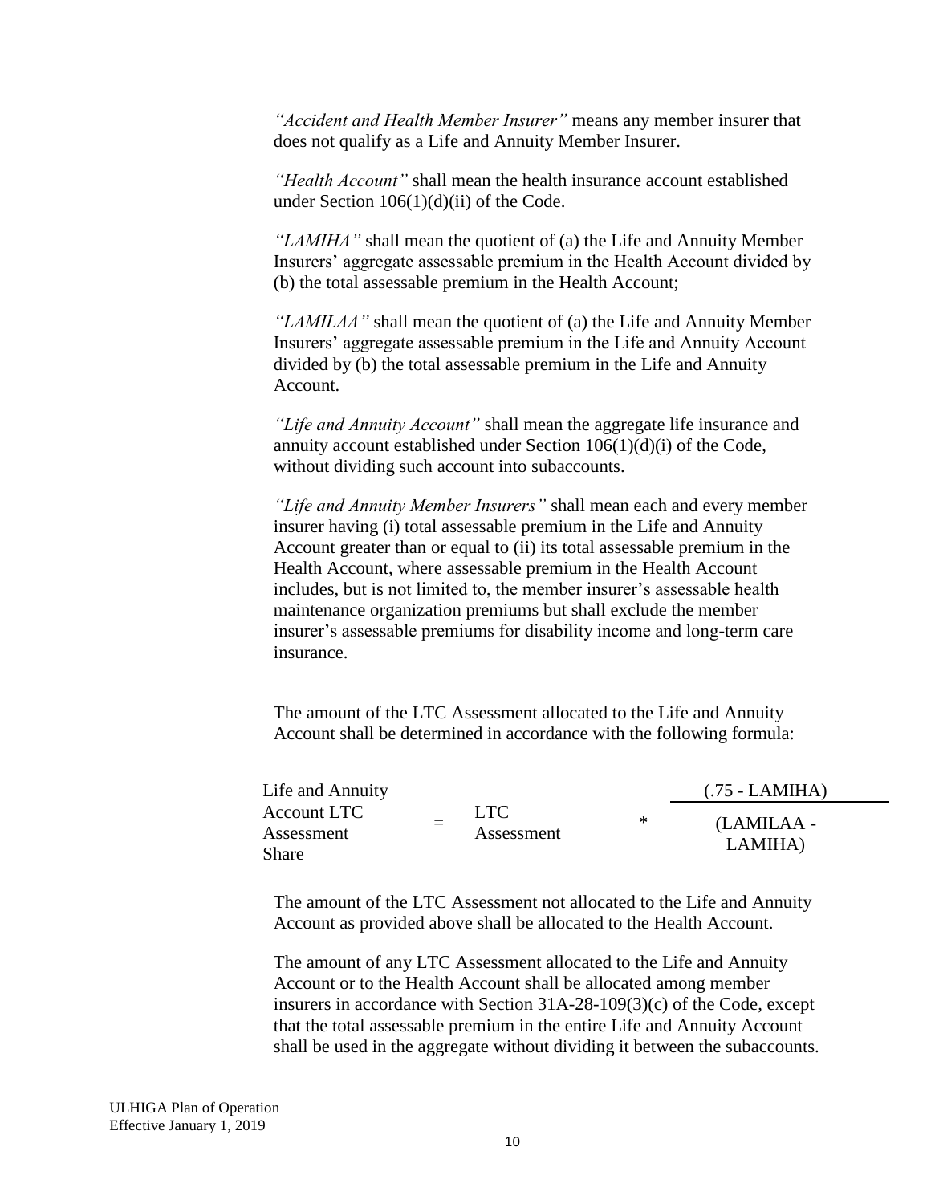*"Accident and Health Member Insurer"* means any member insurer that does not qualify as a Life and Annuity Member Insurer.

*"Health Account"* shall mean the health insurance account established under Section 106(1)(d)(ii) of the Code.

*"LAMIHA"* shall mean the quotient of (a) the Life and Annuity Member Insurers' aggregate assessable premium in the Health Account divided by (b) the total assessable premium in the Health Account;

*"LAMILAA"* shall mean the quotient of (a) the Life and Annuity Member Insurers' aggregate assessable premium in the Life and Annuity Account divided by (b) the total assessable premium in the Life and Annuity Account.

*"Life and Annuity Account"* shall mean the aggregate life insurance and annuity account established under Section 106(1)(d)(i) of the Code, without dividing such account into subaccounts.

*"Life and Annuity Member Insurers"* shall mean each and every member insurer having (i) total assessable premium in the Life and Annuity Account greater than or equal to (ii) its total assessable premium in the Health Account, where assessable premium in the Health Account includes, but is not limited to, the member insurer's assessable health maintenance organization premiums but shall exclude the member insurer's assessable premiums for disability income and long-term care insurance.

The amount of the LTC Assessment allocated to the Life and Annuity Account shall be determined in accordance with the following formula:

$$\text{Life and Annuity Account LTC Assessment Share} = \text{LTC Assessment} * \frac{(.75 - \text{LAMIHA})}{(\text{LAMILAA} - \text{LAMIHA})}$$

The amount of the LTC Assessment not allocated to the Life and Annuity Account as provided above shall be allocated to the Health Account.

The amount of any LTC Assessment allocated to the Life and Annuity Account or to the Health Account shall be allocated among member insurers in accordance with Section 31A-28-109(3)(c) of the Code, except that the total assessable premium in the entire Life and Annuity Account shall be used in the aggregate without dividing it between the subaccounts.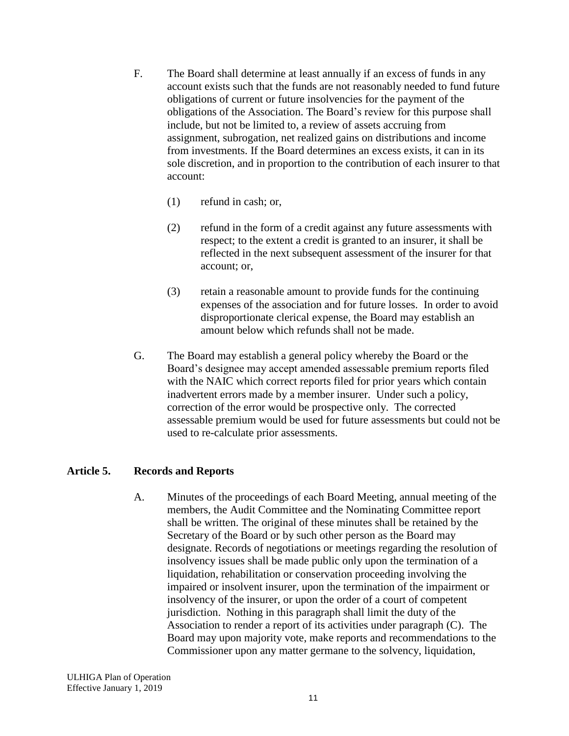F. The Board shall determine at least annually if an excess of funds in any account exists such that the funds are not reasonably needed to fund future obligations of current or future insolvencies for the payment of the obligations of the Association. The Board's review for this purpose shall include, but not be limited to, a review of assets accruing from assignment, subrogation, net realized gains on distributions and income from investments. If the Board determines an excess exists, it can in its sole discretion, and in proportion to the contribution of each insurer to that account:

   (1) refund in cash; or,

   (2) refund in the form of a credit against any future assessments with respect; to the extent a credit is granted to an insurer, it shall be reflected in the next subsequent assessment of the insurer for that account; or,

   (3) retain a reasonable amount to provide funds for the continuing expenses of the association and for future losses. In order to avoid disproportionate clerical expense, the Board may establish an amount below which refunds shall not be made.

G. The Board may establish a general policy whereby the Board or the Board's designee may accept amended assessable premium reports filed with the NAIC which correct reports filed for prior years which contain inadvertent errors made by a member insurer. Under such a policy, correction of the error would be prospective only. The corrected assessable premium would be used for future assessments but could not be used to re-calculate prior assessments.

## Article 5. Records and Reports

A. Minutes of the proceedings of each Board Meeting, annual meeting of the members, the Audit Committee and the Nominating Committee report shall be written. The original of these minutes shall be retained by the Secretary of the Board or by such other person as the Board may designate. Records of negotiations or meetings regarding the resolution of insolvency issues shall be made public only upon the termination of a liquidation, rehabilitation or conservation proceeding involving the impaired or insolvent insurer, upon the termination of the impairment or insolvency of the insurer, or upon the order of a court of competent jurisdiction. Nothing in this paragraph shall limit the duty of the Association to render a report of its activities under paragraph (C). The Board may upon majority vote, make reports and recommendations to the Commissioner upon any matter germane to the solvency, liquidation,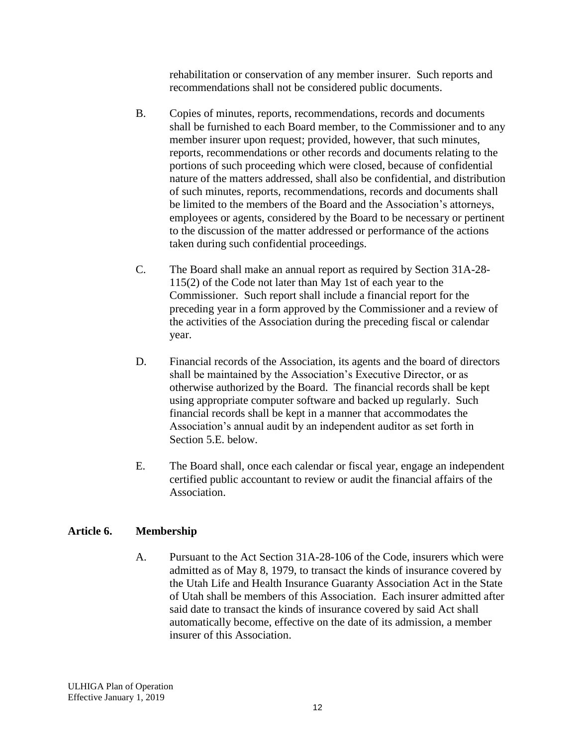rehabilitation or conservation of any member insurer. Such reports and recommendations shall not be considered public documents.

B. Copies of minutes, reports, recommendations, records and documents shall be furnished to each Board member, to the Commissioner and to any member insurer upon request; provided, however, that such minutes, reports, recommendations or other records and documents relating to the portions of such proceeding which were closed, because of confidential nature of the matters addressed, shall also be confidential, and distribution of such minutes, reports, recommendations, records and documents shall be limited to the members of the Board and the Association's attorneys, employees or agents, considered by the Board to be necessary or pertinent to the discussion of the matter addressed or performance of the actions taken during such confidential proceedings.

C. The Board shall make an annual report as required by Section 31A-28-115(2) of the Code not later than May 1st of each year to the Commissioner. Such report shall include a financial report for the preceding year in a form approved by the Commissioner and a review of the activities of the Association during the preceding fiscal or calendar year.

D. Financial records of the Association, its agents and the board of directors shall be maintained by the Association's Executive Director, or as otherwise authorized by the Board. The financial records shall be kept using appropriate computer software and backed up regularly. Such financial records shall be kept in a manner that accommodates the Association's annual audit by an independent auditor as set forth in Section 5.E. below.

E. The Board shall, once each calendar or fiscal year, engage an independent certified public accountant to review or audit the financial affairs of the Association.

## Article 6. Membership

A. Pursuant to the Act Section 31A-28-106 of the Code, insurers which were admitted as of May 8, 1979, to transact the kinds of insurance covered by the Utah Life and Health Insurance Guaranty Association Act in the State of Utah shall be members of this Association. Each insurer admitted after said date to transact the kinds of insurance covered by said Act shall automatically become, effective on the date of its admission, a member insurer of this Association.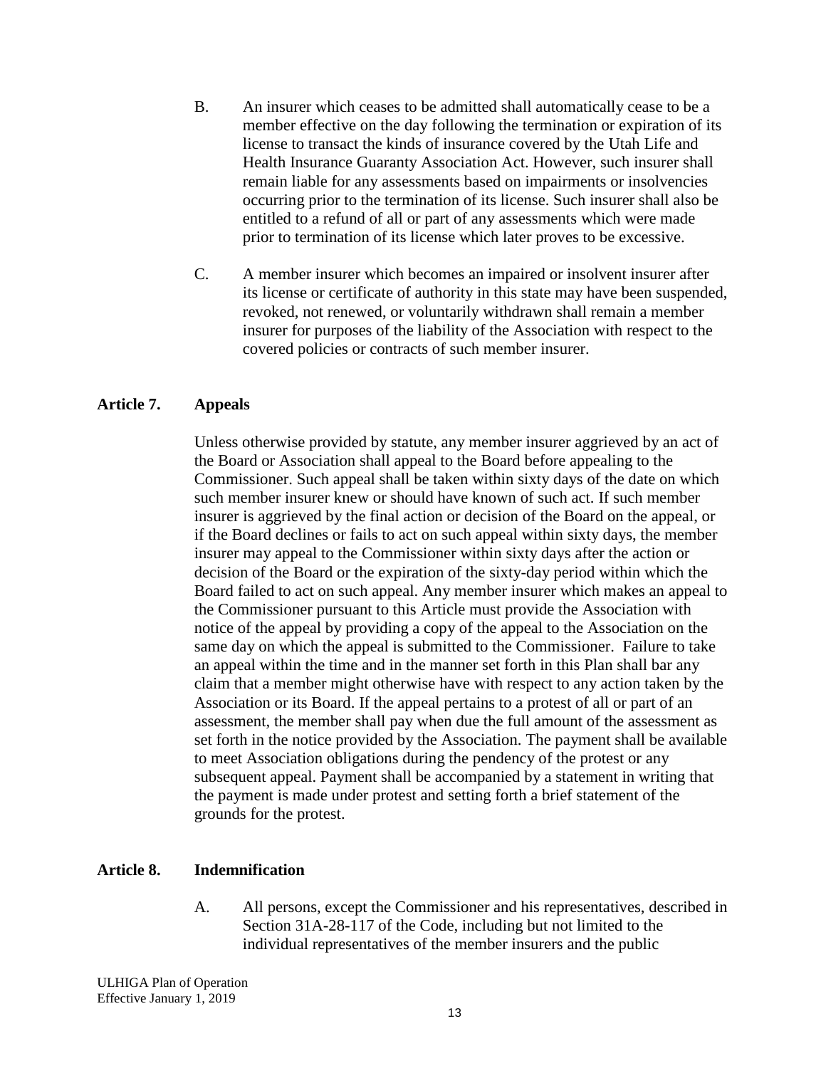B. An insurer which ceases to be admitted shall automatically cease to be a member effective on the day following the termination or expiration of its license to transact the kinds of insurance covered by the Utah Life and Health Insurance Guaranty Association Act. However, such insurer shall remain liable for any assessments based on impairments or insolvencies occurring prior to the termination of its license. Such insurer shall also be entitled to a refund of all or part of any assessments which were made prior to termination of its license which later proves to be excessive.

C. A member insurer which becomes an impaired or insolvent insurer after its license or certificate of authority in this state may have been suspended, revoked, not renewed, or voluntarily withdrawn shall remain a member insurer for purposes of the liability of the Association with respect to the covered policies or contracts of such member insurer.

## Article 7. Appeals

Unless otherwise provided by statute, any member insurer aggrieved by an act of the Board or Association shall appeal to the Board before appealing to the Commissioner. Such appeal shall be taken within sixty days of the date on which such member insurer knew or should have known of such act. If such member insurer is aggrieved by the final action or decision of the Board on the appeal, or if the Board declines or fails to act on such appeal within sixty days, the member insurer may appeal to the Commissioner within sixty days after the action or decision of the Board or the expiration of the sixty-day period within which the Board failed to act on such appeal. Any member insurer which makes an appeal to the Commissioner pursuant to this Article must provide the Association with notice of the appeal by providing a copy of the appeal to the Association on the same day on which the appeal is submitted to the Commissioner. Failure to take an appeal within the time and in the manner set forth in this Plan shall bar any claim that a member might otherwise have with respect to any action taken by the Association or its Board. If the appeal pertains to a protest of all or part of an assessment, the member shall pay when due the full amount of the assessment as set forth in the notice provided by the Association. The payment shall be available to meet Association obligations during the pendency of the protest or any subsequent appeal. Payment shall be accompanied by a statement in writing that the payment is made under protest and setting forth a brief statement of the grounds for the protest.

## Article 8. Indemnification

A. All persons, except the Commissioner and his representatives, described in Section 31A-28-117 of the Code, including but not limited to the individual representatives of the member insurers and the public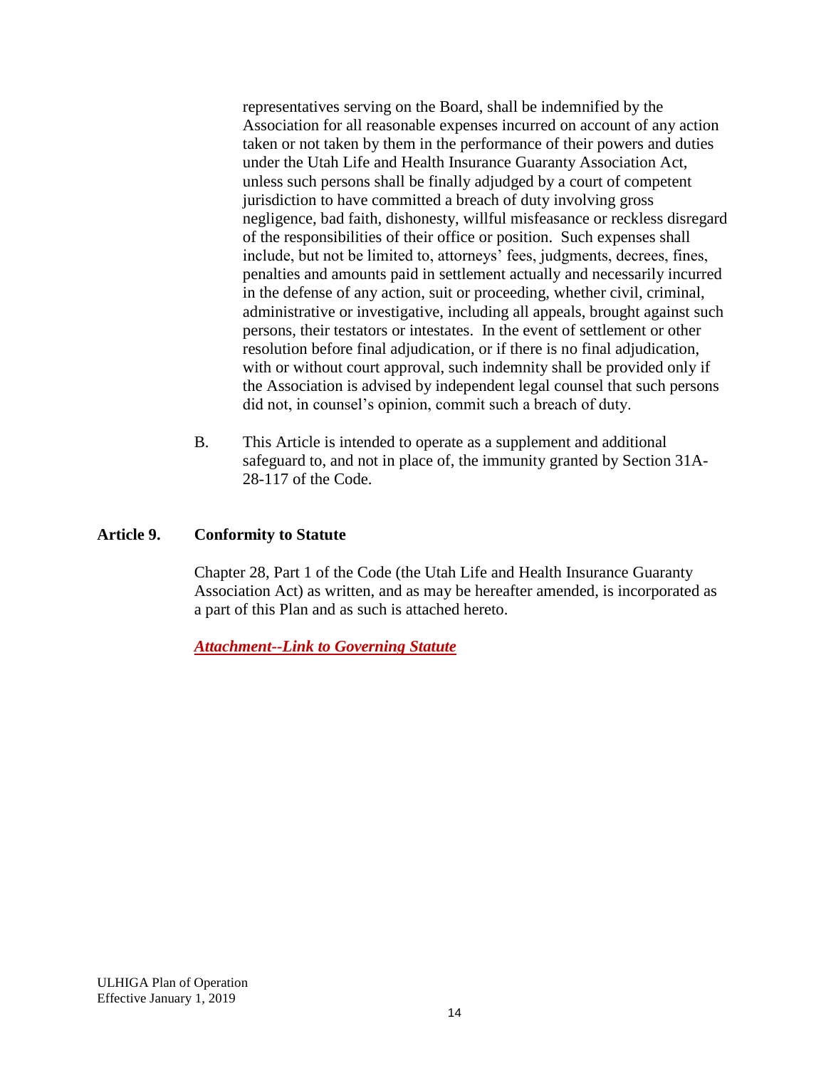representatives serving on the Board, shall be indemnified by the Association for all reasonable expenses incurred on account of any action taken or not taken by them in the performance of their powers and duties under the Utah Life and Health Insurance Guaranty Association Act, unless such persons shall be finally adjudged by a court of competent jurisdiction to have committed a breach of duty involving gross negligence, bad faith, dishonesty, willful misfeasance or reckless disregard of the responsibilities of their office or position. Such expenses shall include, but not be limited to, attorneys' fees, judgments, decrees, fines, penalties and amounts paid in settlement actually and necessarily incurred in the defense of any action, suit or proceeding, whether civil, criminal, administrative or investigative, including all appeals, brought against such persons, their testators or intestates. In the event of settlement or other resolution before final adjudication, or if there is no final adjudication, with or without court approval, such indemnity shall be provided only if the Association is advised by independent legal counsel that such persons did not, in counsel's opinion, commit such a breach of duty.

B. This Article is intended to operate as a supplement and additional safeguard to, and not in place of, the immunity granted by Section 31A-28-117 of the Code.

**Article 9. Conformity to Statute**

Chapter 28, Part 1 of the Code (the Utah Life and Health Insurance Guaranty Association Act) as written, and as may be hereafter amended, is incorporated as a part of this Plan and as such is attached hereto.

***Attachment--Link to Governing Statute***

ULHIGA Plan of Operation
Effective January 1, 2019